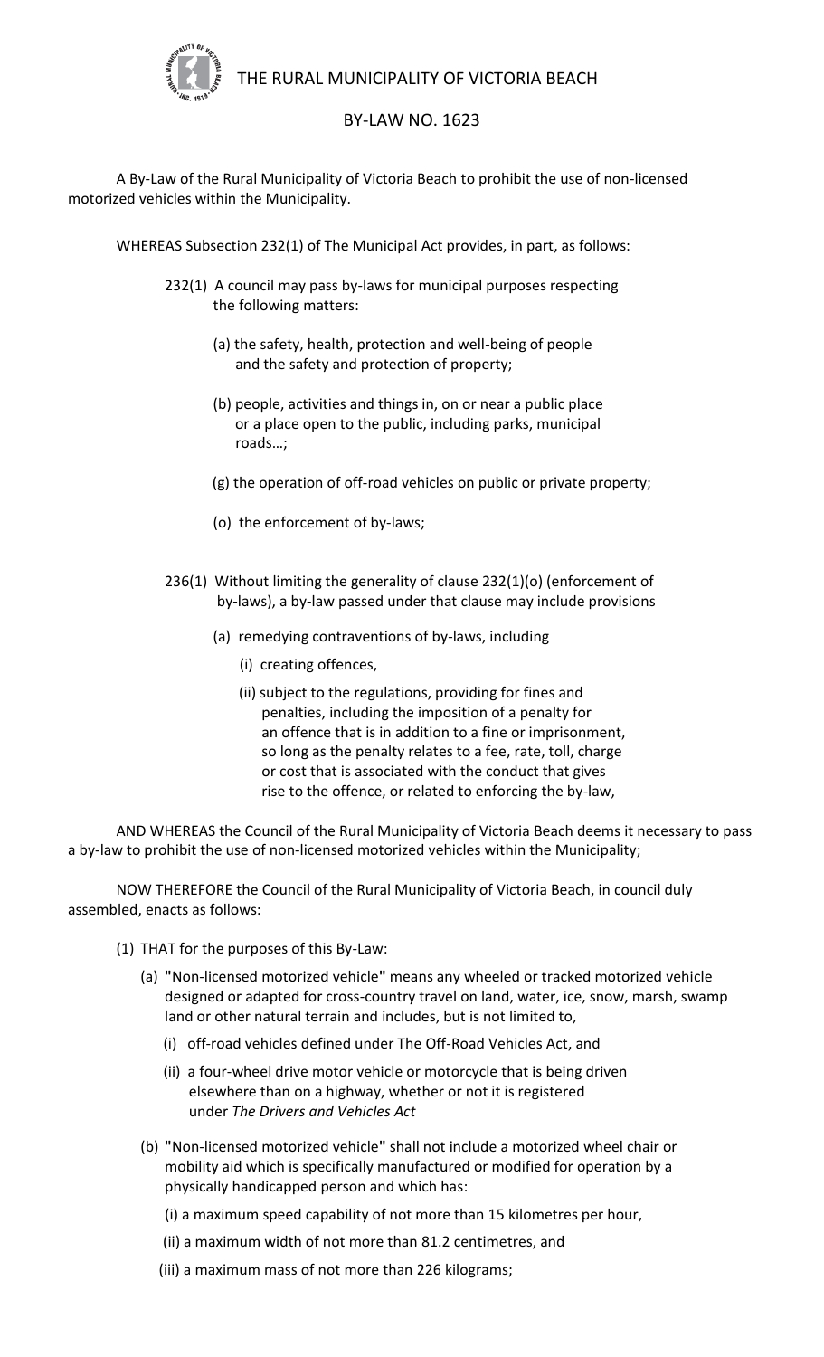# THE RURAL MUNICIPALITY OF VICTORIA BEACH

## BY-LAW NO. 1623

A By-Law of the Rural Municipality of Victoria Beach to prohibit the use of non-licensed motorized vehicles within the Municipality.

WHEREAS Subsection 232(1) of The Municipal Act provides, in part, as follows:

> 232(1) A council may pass by-laws for municipal purposes respecting the following matters:
>
> (a) the safety, health, protection and well-being of people and the safety and protection of property;
>
> (b) people, activities and things in, on or near a public place or a place open to the public, including parks, municipal roads…;
>
> (g) the operation of off-road vehicles on public or private property;
>
> (o) the enforcement of by-laws;
>
> 236(1) Without limiting the generality of clause 232(1)(o) (enforcement of by-laws), a by-law passed under that clause may include provisions
>
> (a) remedying contraventions of by-laws, including
>
> (i) creating offences,
>
> (ii) subject to the regulations, providing for fines and penalties, including the imposition of a penalty for an offence that is in addition to a fine or imprisonment, so long as the penalty relates to a fee, rate, toll, charge or cost that is associated with the conduct that gives rise to the offence, or related to enforcing the by-law,

AND WHEREAS the Council of the Rural Municipality of Victoria Beach deems it necessary to pass a by-law to prohibit the use of non-licensed motorized vehicles within the Municipality;

NOW THEREFORE the Council of the Rural Municipality of Victoria Beach, in council duly assembled, enacts as follows:

(1) THAT for the purposes of this By-Law:

(a) "Non-licensed motorized vehicle" means any wheeled or tracked motorized vehicle designed or adapted for cross-country travel on land, water, ice, snow, marsh, swamp land or other natural terrain and includes, but is not limited to,

(i) off-road vehicles defined under The Off-Road Vehicles Act, and

(ii) a four-wheel drive motor vehicle or motorcycle that is being driven elsewhere than on a highway, whether or not it is registered under *The Drivers and Vehicles Act*

(b) "Non-licensed motorized vehicle" shall not include a motorized wheel chair or mobility aid which is specifically manufactured or modified for operation by a physically handicapped person and which has:

(i) a maximum speed capability of not more than 15 kilometres per hour,

(ii) a maximum width of not more than 81.2 centimetres, and

(iii) a maximum mass of not more than 226 kilograms;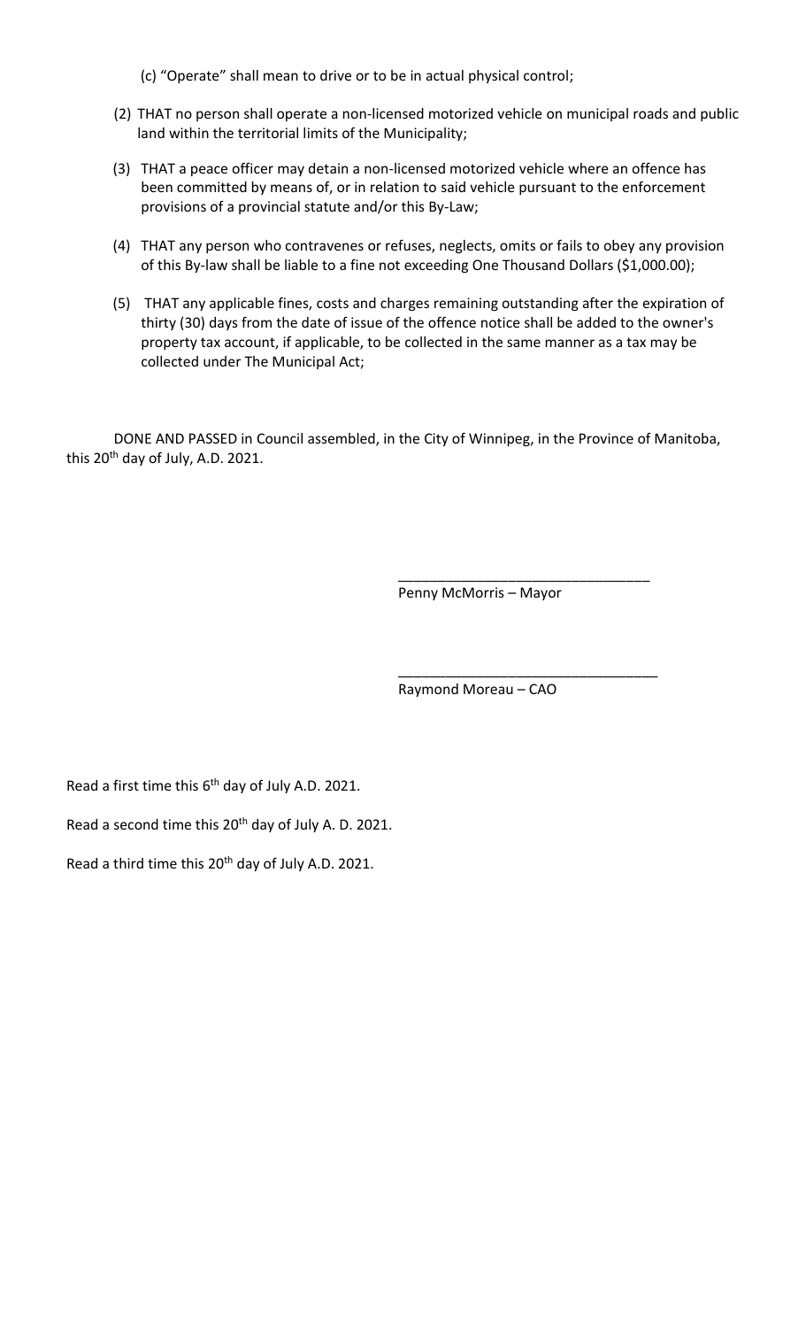(c) "Operate" shall mean to drive or to be in actual physical control;

(2) THAT no person shall operate a non-licensed motorized vehicle on municipal roads and public land within the territorial limits of the Municipality;

(3) THAT a peace officer may detain a non-licensed motorized vehicle where an offence has been committed by means of, or in relation to said vehicle pursuant to the enforcement provisions of a provincial statute and/or this By-Law;

(4) THAT any person who contravenes or refuses, neglects, omits or fails to obey any provision of this By-law shall be liable to a fine not exceeding One Thousand Dollars ($1,000.00);

(5) THAT any applicable fines, costs and charges remaining outstanding after the expiration of thirty (30) days from the date of issue of the offence notice shall be added to the owner's property tax account, if applicable, to be collected in the same manner as a tax may be collected under The Municipal Act;

DONE AND PASSED in Council assembled, in the City of Winnipeg, in the Province of Manitoba, this 20th day of July, A.D. 2021.

_______________________________
Penny McMorris – Mayor

_______________________________
Raymond Moreau – CAO

Read a first time this 6th day of July A.D. 2021.

Read a second time this 20th day of July A. D. 2021.

Read a third time this 20th day of July A.D. 2021.